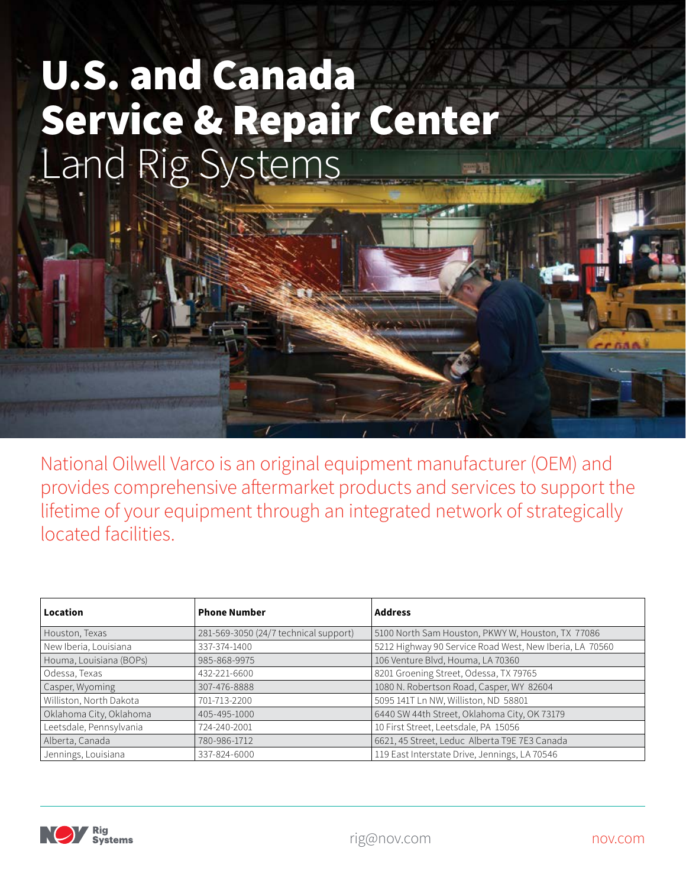# U.S. and Canada Service & Repair Center

## Land Rig Systems

National Oilwell Varco is an original equipment manufacturer (OEM) and provides comprehensive aftermarket products and services to support the lifetime of your equipment through an integrated network of strategically located facilities.

| Location | Phone Number | Address |
|---|---|---|
| Houston, Texas | 281-569-3050 (24/7 technical support) | 5100 North Sam Houston, PKWY W, Houston, TX 77086 |
| New Iberia, Louisiana | 337-374-1400 | 5212 Highway 90 Service Road West, New Iberia, LA 70560 |
| Houma, Louisiana (BOPs) | 985-868-9975 | 106 Venture Blvd, Houma, LA 70360 |
| Odessa, Texas | 432-221-6600 | 8201 Groening Street, Odessa, TX 79765 |
| Casper, Wyoming | 307-476-8888 | 1080 N. Robertson Road, Casper, WY 82604 |
| Williston, North Dakota | 701-713-2200 | 5095 141T Ln NW, Williston, ND 58801 |
| Oklahoma City, Oklahoma | 405-495-1000 | 6440 SW 44th Street, Oklahoma City, OK 73179 |
| Leetsdale, Pennsylvania | 724-240-2001 | 10 First Street, Leetsdale, PA 15056 |
| Alberta, Canada | 780-986-1712 | 6621, 45 Street, Leduc Alberta T9E 7E3 Canada |
| Jennings, Louisiana | 337-824-6000 | 119 East Interstate Drive, Jennings, LA 70546 |

NOV Rig Systems

rig@nov.com

nov.com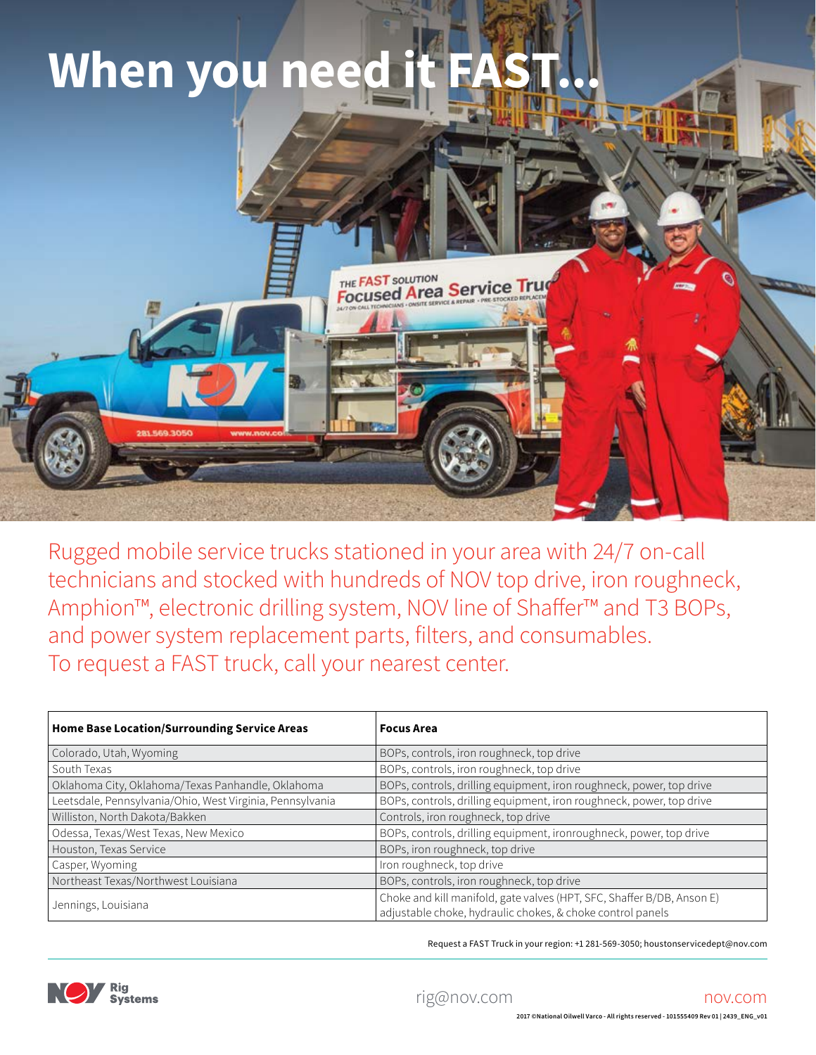# When you need it FAST...

Rugged mobile service trucks stationed in your area with 24/7 on-call technicians and stocked with hundreds of NOV top drive, iron roughneck, Amphion™, electronic drilling system, NOV line of Shaffer™ and T3 BOPs, and power system replacement parts, filters, and consumables.
To request a FAST truck, call your nearest center.

| Home Base Location/Surrounding Service Areas | Focus Area |
| --- | --- |
| Colorado, Utah, Wyoming | BOPs, controls, iron roughneck, top drive |
| South Texas | BOPs, controls, iron roughneck, top drive |
| Oklahoma City, Oklahoma/Texas Panhandle, Oklahoma | BOPs, controls, drilling equipment, iron roughneck, power, top drive |
| Leetsdale, Pennsylvania/Ohio, West Virginia, Pennsylvania | BOPs, controls, drilling equipment, iron roughneck, power, top drive |
| Williston, North Dakota/Bakken | Controls, iron roughneck, top drive |
| Odessa, Texas/West Texas, New Mexico | BOPs, controls, drilling equipment, ironroughneck, power, top drive |
| Houston, Texas Service | BOPs, iron roughneck, top drive |
| Casper, Wyoming | Iron roughneck, top drive |
| Northeast Texas/Northwest Louisiana | BOPs, controls, iron roughneck, top drive |
| Jennings, Louisiana | Choke and kill manifold, gate valves (HPT, SFC, Shaffer B/DB, Anson E) adjustable choke, hydraulic chokes, & choke control panels |

Request a FAST Truck in your region: +1 281-569-3050; houstonservicedept@nov.com

NOV Rig Systems

rig@nov.com

nov.com

2017 ©National Oilwell Varco - All rights reserved - 101555409 Rev 01 | 2439_ENG_v01